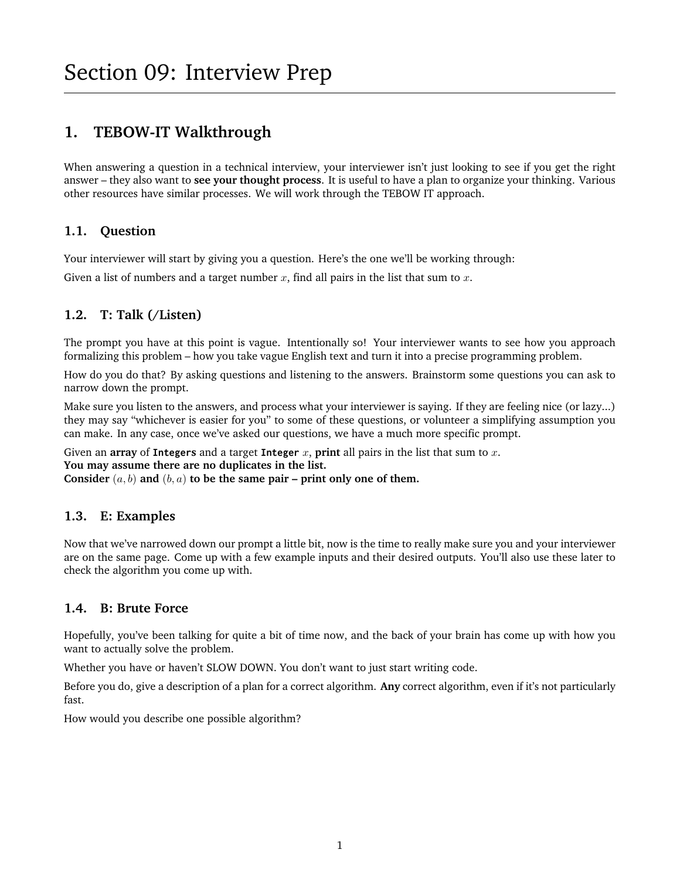# Section 09: Interview Prep

## 1. TEBOW-IT Walkthrough

When answering a question in a technical interview, your interviewer isn't just looking to see if you get the right answer – they also want to **see your thought process**. It is useful to have a plan to organize your thinking. Various other resources have similar processes. We will work through the TEBOW IT approach.

### 1.1. Question

Your interviewer will start by giving you a question. Here's the one we'll be working through:

Given a list of numbers and a target number $x$, find all pairs in the list that sum to $x$.

### 1.2. T: Talk (/Listen)

The prompt you have at this point is vague. Intentionally so! Your interviewer wants to see how you approach formalizing this problem – how you take vague English text and turn it into a precise programming problem.

How do you do that? By asking questions and listening to the answers. Brainstorm some questions you can ask to narrow down the prompt.

Make sure you listen to the answers, and process what your interviewer is saying. If they are feeling nice (or lazy...) they may say "whichever is easier for you" to some of these questions, or volunteer a simplifying assumption you can make. In any case, once we've asked our questions, we have a much more specific prompt.

Given an **array** of **`Integers`** and a target **`Integer`** $x$, **print** all pairs in the list that sum to $x$.
**You may assume there are no duplicates in the list.**
**Consider $(a, b)$ and $(b, a)$ to be the same pair – print only one of them.**

### 1.3. E: Examples

Now that we've narrowed down our prompt a little bit, now is the time to really make sure you and your interviewer are on the same page. Come up with a few example inputs and their desired outputs. You'll also use these later to check the algorithm you come up with.

### 1.4. B: Brute Force

Hopefully, you've been talking for quite a bit of time now, and the back of your brain has come up with how you want to actually solve the problem.

Whether you have or haven't SLOW DOWN. You don't want to just start writing code.

Before you do, give a description of a plan for a correct algorithm. **Any** correct algorithm, even if it's not particularly fast.

How would you describe one possible algorithm?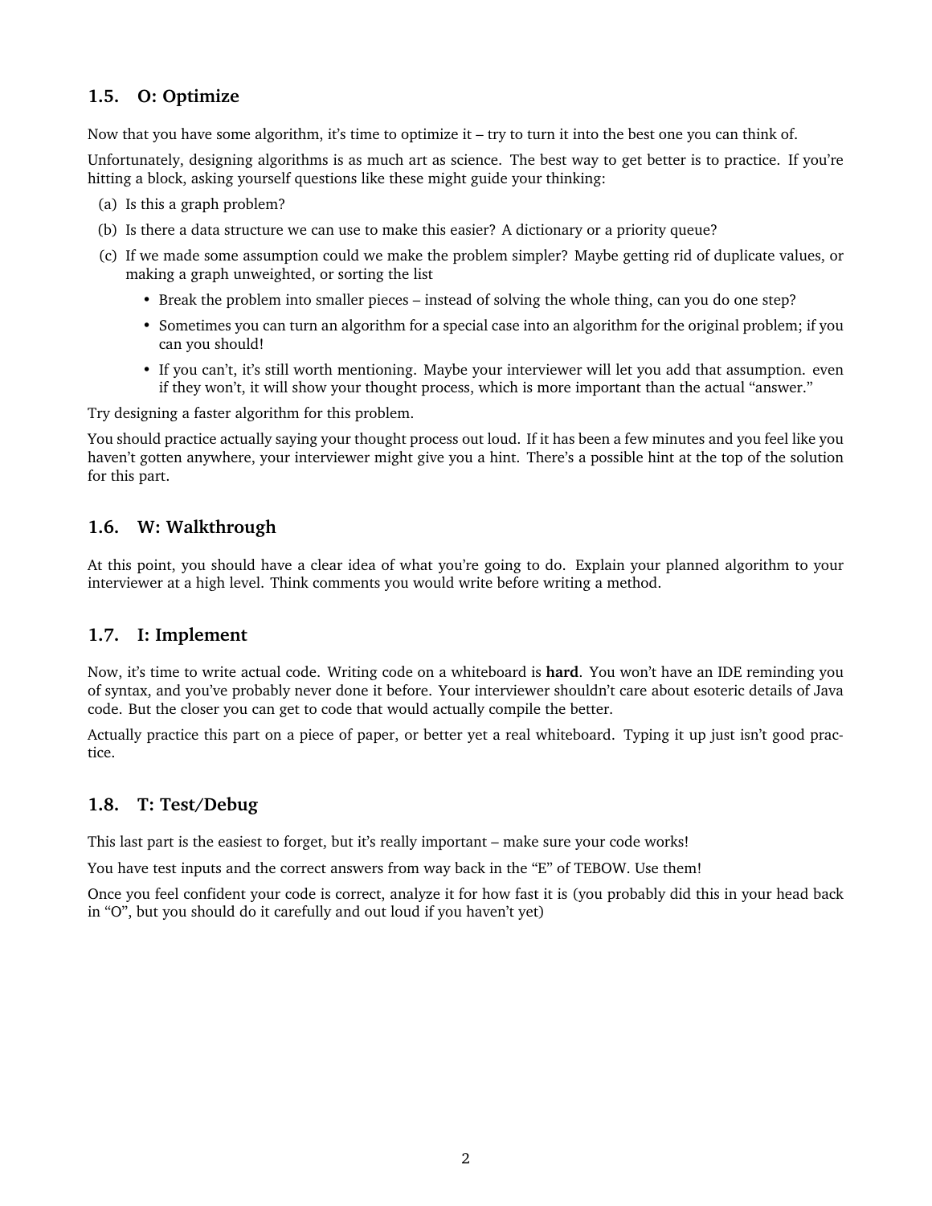### 1.5. O: Optimize

Now that you have some algorithm, it's time to optimize it – try to turn it into the best one you can think of.

Unfortunately, designing algorithms is as much art as science. The best way to get better is to practice. If you're hitting a block, asking yourself questions like these might guide your thinking:

(a) Is this a graph problem?

(b) Is there a data structure we can use to make this easier? A dictionary or a priority queue?

(c) If we made some assumption could we make the problem simpler? Maybe getting rid of duplicate values, or making a graph unweighted, or sorting the list

- Break the problem into smaller pieces – instead of solving the whole thing, can you do one step?
- Sometimes you can turn an algorithm for a special case into an algorithm for the original problem; if you can you should!
- If you can't, it's still worth mentioning. Maybe your interviewer will let you add that assumption. even if they won't, it will show your thought process, which is more important than the actual "answer."

Try designing a faster algorithm for this problem.

You should practice actually saying your thought process out loud. If it has been a few minutes and you feel like you haven't gotten anywhere, your interviewer might give you a hint. There's a possible hint at the top of the solution for this part.

### 1.6. W: Walkthrough

At this point, you should have a clear idea of what you're going to do. Explain your planned algorithm to your interviewer at a high level. Think comments you would write before writing a method.

### 1.7. I: Implement

Now, it's time to write actual code. Writing code on a whiteboard is **hard**. You won't have an IDE reminding you of syntax, and you've probably never done it before. Your interviewer shouldn't care about esoteric details of Java code. But the closer you can get to code that would actually compile the better.

Actually practice this part on a piece of paper, or better yet a real whiteboard. Typing it up just isn't good practice.

### 1.8. T: Test/Debug

This last part is the easiest to forget, but it's really important – make sure your code works!

You have test inputs and the correct answers from way back in the "E" of TEBOW. Use them!

Once you feel confident your code is correct, analyze it for how fast it is (you probably did this in your head back in "O", but you should do it carefully and out loud if you haven't yet)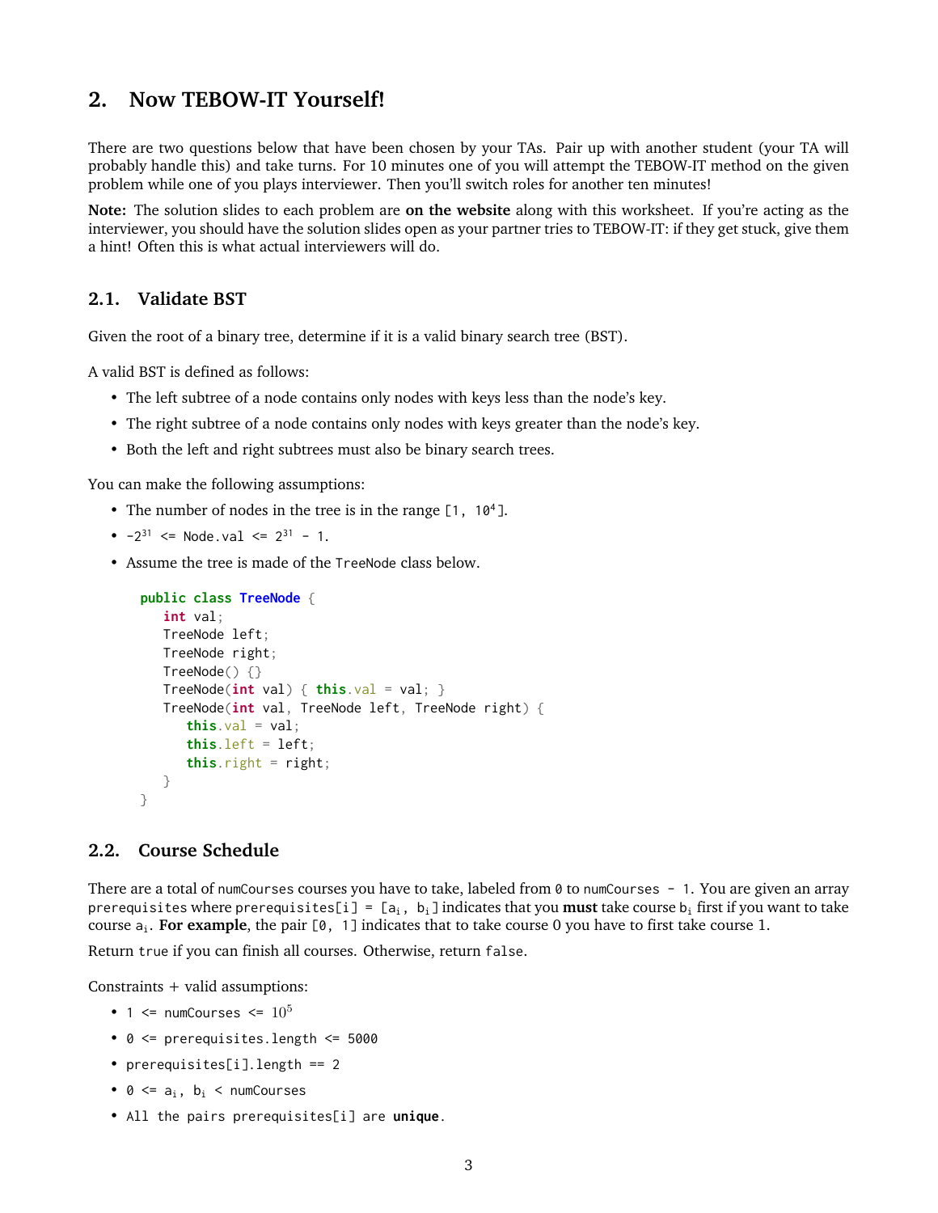## 2. Now TEBOW-IT Yourself!

There are two questions below that have been chosen by your TAs. Pair up with another student (your TA will probably handle this) and take turns. For 10 minutes one of you will attempt the TEBOW-IT method on the given problem while one of you plays interviewer. Then you'll switch roles for another ten minutes!

**Note:** The solution slides to each problem are **on the website** along with this worksheet. If you're acting as the interviewer, you should have the solution slides open as your partner tries to TEBOW-IT: if they get stuck, give them a hint! Often this is what actual interviewers will do.

### 2.1. Validate BST

Given the root of a binary tree, determine if it is a valid binary search tree (BST).

A valid BST is defined as follows:

- The left subtree of a node contains only nodes with keys less than the node's key.
- The right subtree of a node contains only nodes with keys greater than the node's key.
- Both the left and right subtrees must also be binary search trees.

You can make the following assumptions:

- The number of nodes in the tree is in the range `[1, 10^4]`.
- $-2^{31}$ `<= Node.val <=` $2^{31}$ `- 1`.
- Assume the tree is made of the `TreeNode` class below.

```java
public class TreeNode {
   int val;
   TreeNode left;
   TreeNode right;
   TreeNode() {}
   TreeNode(int val) { this.val = val; }
   TreeNode(int val, TreeNode left, TreeNode right) {
      this.val = val;
      this.left = left;
      this.right = right;
   }
}
```

### 2.2. Course Schedule

There are a total of `numCourses` courses you have to take, labeled from `0` to `numCourses - 1`. You are given an array `prerequisites` where `prerequisites[i] = [`$a_i$`, `$b_i$`]` indicates that you **must** take course $b_i$ first if you want to take course $a_i$. **For example**, the pair `[0, 1]` indicates that to take course 0 you have to first take course 1.

Return `true` if you can finish all courses. Otherwise, return `false`.

Constraints + valid assumptions:

- `1 <= numCourses <=` $10^5$
- `0 <= prerequisites.length <= 5000`
- `prerequisites[i].length == 2`
- `0 <=` $a_i$`,` $b_i$ `< numCourses`
- `All the pairs prerequisites[i] are` **`unique`**.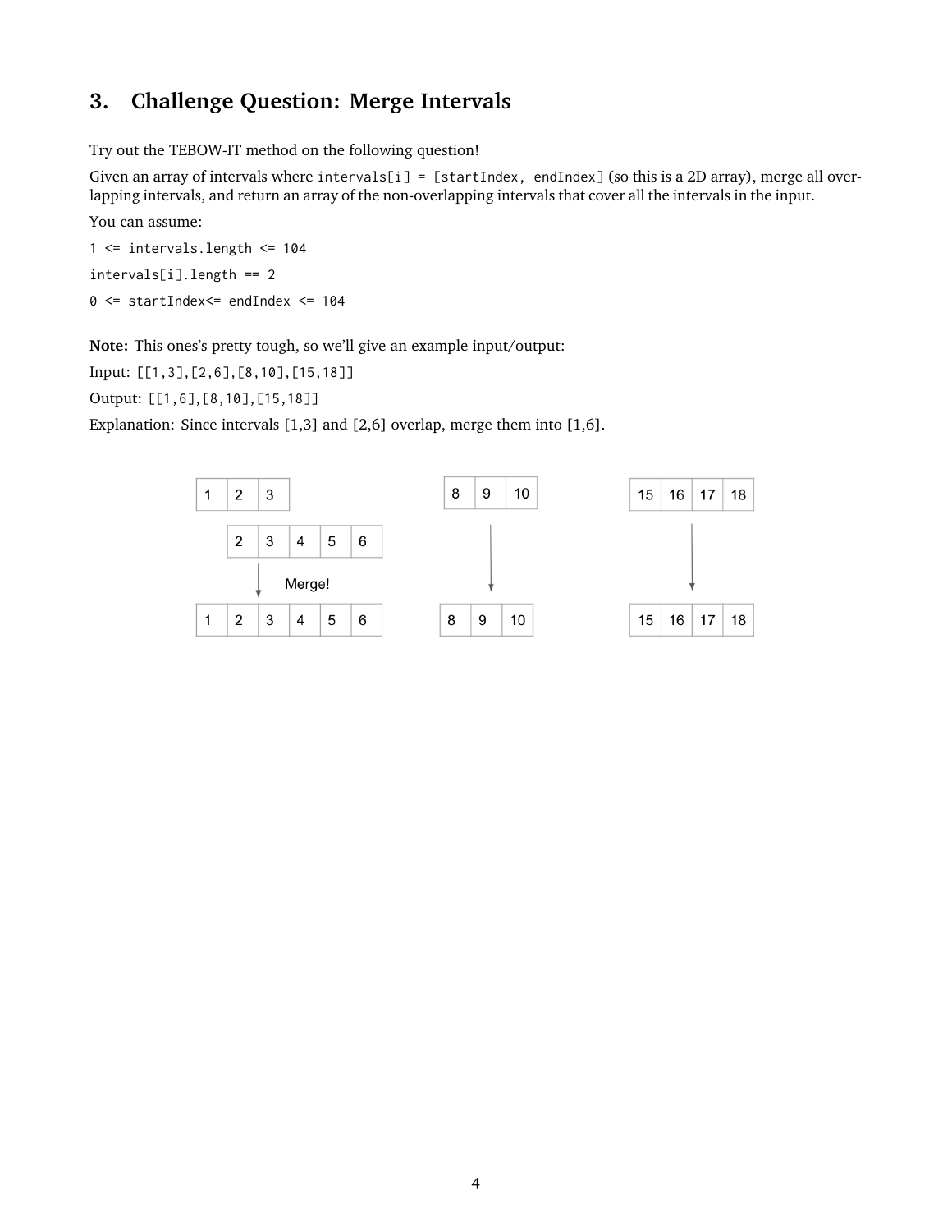## 3. Challenge Question: Merge Intervals

Try out the TEBOW-IT method on the following question!

Given an array of intervals where `intervals[i] = [startIndex, endIndex]` (so this is a 2D array), merge all overlapping intervals, and return an array of the non-overlapping intervals that cover all the intervals in the input.

You can assume:

`1 <= intervals.length <= 104`

`intervals[i].length == 2`

`0 <= startIndex<= endIndex <= 104`

**Note:** This ones's pretty tough, so we'll give an example input/output:

Input: `[[1,3],[2,6],[8,10],[15,18]]`

Output: `[[1,6],[8,10],[15,18]]`

Explanation: Since intervals [1,3] and [2,6] overlap, merge them into [1,6].

| 1 | 2 | 3 |
|---|---|---|

| 2 | 3 | 4 | 5 | 6 |
|---|---|---|---|---|

Merge!

| 1 | 2 | 3 | 4 | 5 | 6 |
|---|---|---|---|---|---|

| 8 | 9 | 10 |
|---|---|---|

| 8 | 9 | 10 |
|---|---|---|

| 15 | 16 | 17 | 18 |
|---|---|---|---|

| 15 | 16 | 17 | 18 |
|---|---|---|---|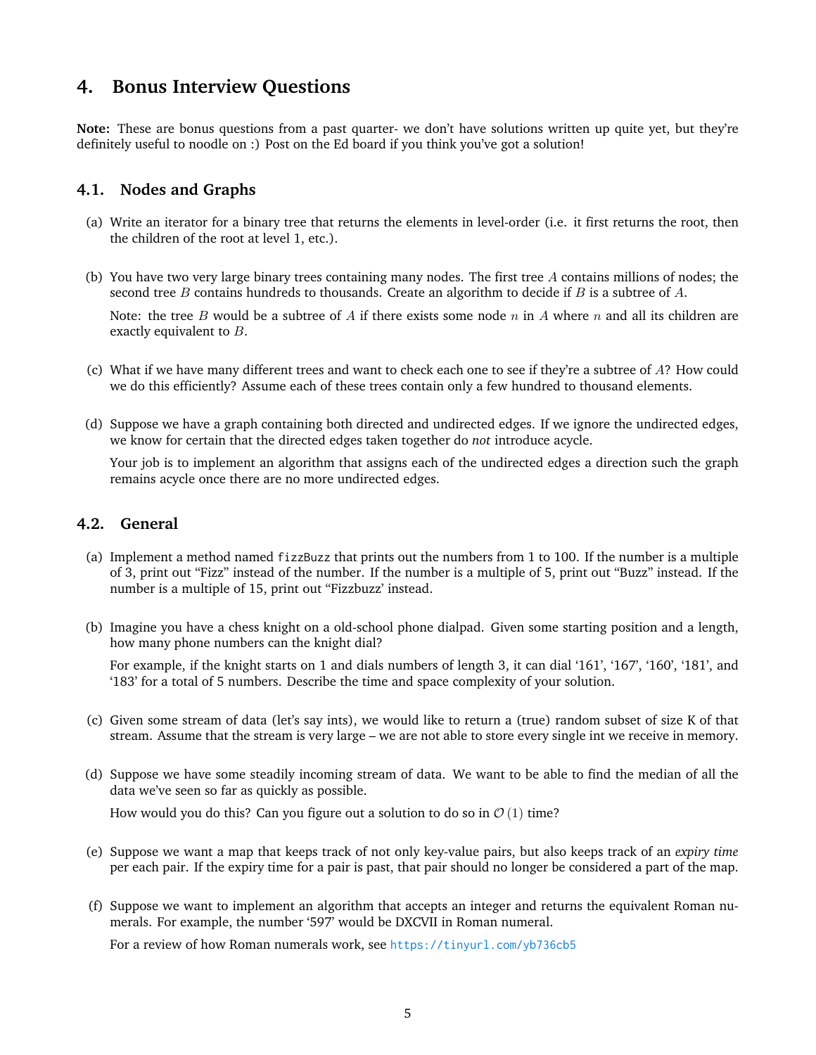## 4. Bonus Interview Questions

**Note:** These are bonus questions from a past quarter- we don't have solutions written up quite yet, but they're definitely useful to noodle on :) Post on the Ed board if you think you've got a solution!

### 4.1. Nodes and Graphs

(a) Write an iterator for a binary tree that returns the elements in level-order (i.e. it first returns the root, then the children of the root at level 1, etc.).

(b) You have two very large binary trees containing many nodes. The first tree $A$ contains millions of nodes; the second tree $B$ contains hundreds to thousands. Create an algorithm to decide if $B$ is a subtree of $A$.

Note: the tree $B$ would be a subtree of $A$ if there exists some node $n$ in $A$ where $n$ and all its children are exactly equivalent to $B$.

(c) What if we have many different trees and want to check each one to see if they're a subtree of $A$? How could we do this efficiently? Assume each of these trees contain only a few hundred to thousand elements.

(d) Suppose we have a graph containing both directed and undirected edges. If we ignore the undirected edges, we know for certain that the directed edges taken together do *not* introduce acycle.

Your job is to implement an algorithm that assigns each of the undirected edges a direction such the graph remains acycle once there are no more undirected edges.

### 4.2. General

(a) Implement a method named `fizzBuzz` that prints out the numbers from 1 to 100. If the number is a multiple of 3, print out "Fizz" instead of the number. If the number is a multiple of 5, print out "Buzz" instead. If the number is a multiple of 15, print out "Fizzbuzz' instead.

(b) Imagine you have a chess knight on a old-school phone dialpad. Given some starting position and a length, how many phone numbers can the knight dial?

For example, if the knight starts on 1 and dials numbers of length 3, it can dial '161', '167', '160', '181', and '183' for a total of 5 numbers. Describe the time and space complexity of your solution.

(c) Given some stream of data (let's say ints), we would like to return a (true) random subset of size K of that stream. Assume that the stream is very large – we are not able to store every single int we receive in memory.

(d) Suppose we have some steadily incoming stream of data. We want to be able to find the median of all the data we've seen so far as quickly as possible.

How would you do this? Can you figure out a solution to do so in $\mathcal{O}(1)$ time?

(e) Suppose we want a map that keeps track of not only key-value pairs, but also keeps track of an *expiry time* per each pair. If the expiry time for a pair is past, that pair should no longer be considered a part of the map.

(f) Suppose we want to implement an algorithm that accepts an integer and returns the equivalent Roman numerals. For example, the number '597' would be DXCVII in Roman numeral.

For a review of how Roman numerals work, see https://tinyurl.com/yb736cb5